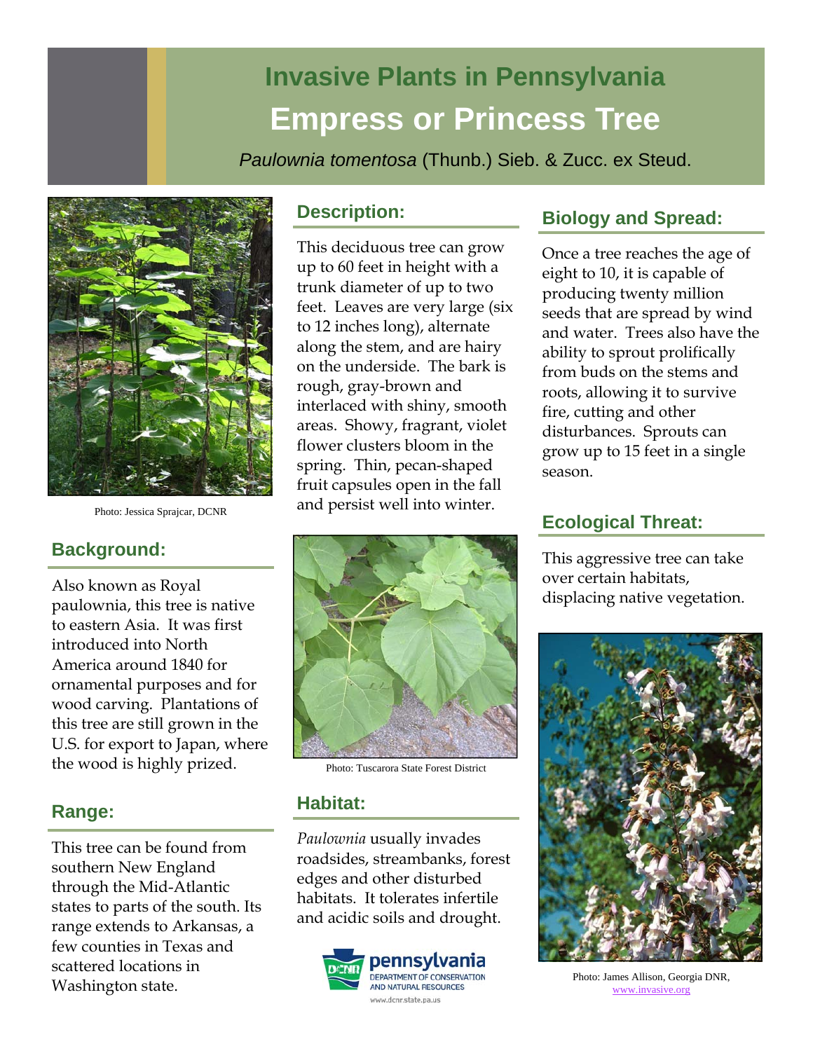# Invasive Plants in Pennsylvania

## Empress or Princess Tree

*Paulownia tomentosa* (Thunb.) Sieb. & Zucc. ex Steud.

Photo: Jessica Sprajcar, DCNR

## Background:

Also known as Royal paulownia, this tree is native to eastern Asia. It was first introduced into North America around 1840 for ornamental purposes and for wood carving. Plantations of this tree are still grown in the U.S. for export to Japan, where the wood is highly prized.

## Range:

This tree can be found from southern New England through the Mid-Atlantic states to parts of the south. Its range extends to Arkansas, a few counties in Texas and scattered locations in Washington state.

## Description:

This deciduous tree can grow up to 60 feet in height with a trunk diameter of up to two feet. Leaves are very large (six to 12 inches long), alternate along the stem, and are hairy on the underside. The bark is rough, gray-brown and interlaced with shiny, smooth areas. Showy, fragrant, violet flower clusters bloom in the spring. Thin, pecan-shaped fruit capsules open in the fall and persist well into winter.

Photo: Tuscarora State Forest District

## Habitat:

*Paulownia* usually invades roadsides, streambanks, forest edges and other disturbed habitats. It tolerates infertile and acidic soils and drought.

## Biology and Spread:

Once a tree reaches the age of eight to 10, it is capable of producing twenty million seeds that are spread by wind and water. Trees also have the ability to sprout prolifically from buds on the stems and roots, allowing it to survive fire, cutting and other disturbances. Sprouts can grow up to 15 feet in a single season.

## Ecological Threat:

This aggressive tree can take over certain habitats, displacing native vegetation.

Photo: James Allison, Georgia DNR, www.invasive.org

pennsylvania
DEPARTMENT OF CONSERVATION AND NATURAL RESOURCES
www.dcnr.state.pa.us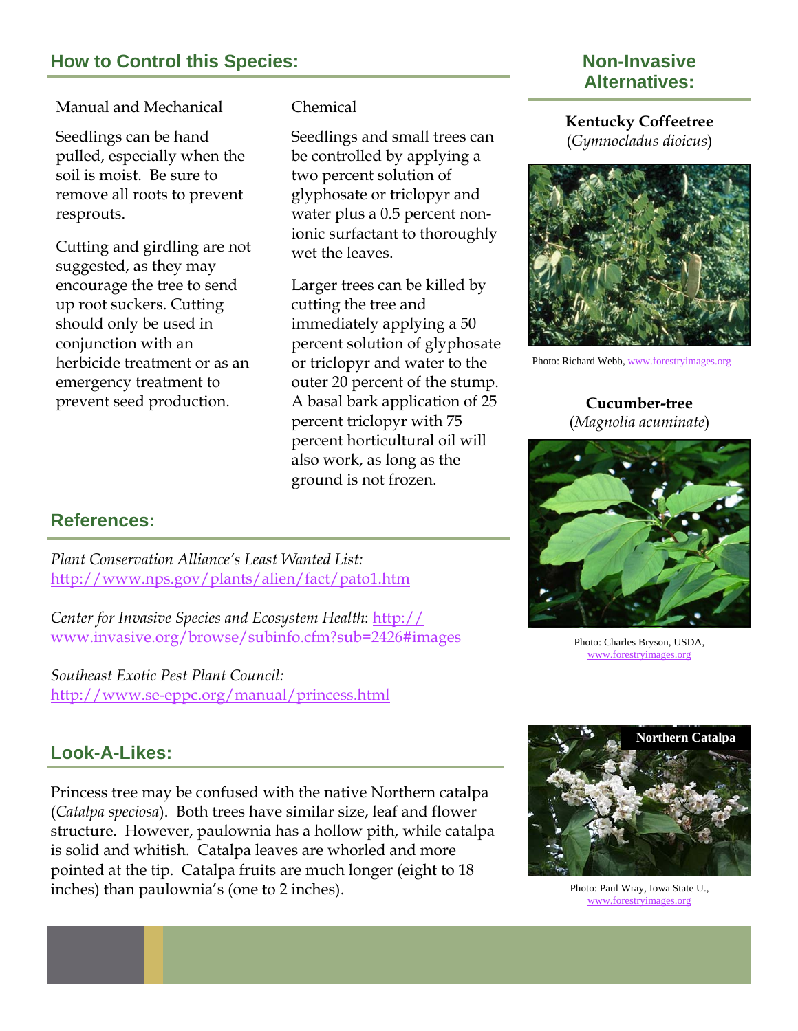## How to Control this Species:

Manual and Mechanical

Seedlings can be hand pulled, especially when the soil is moist. Be sure to remove all roots to prevent resprouts.

Cutting and girdling are not suggested, as they may encourage the tree to send up root suckers. Cutting should only be used in conjunction with an herbicide treatment or as an emergency treatment to prevent seed production.

Chemical

Seedlings and small trees can be controlled by applying a two percent solution of glyphosate or triclopyr and water plus a 0.5 percent non-ionic surfactant to thoroughly wet the leaves.

Larger trees can be killed by cutting the tree and immediately applying a 50 percent solution of glyphosate or triclopyr and water to the outer 20 percent of the stump. A basal bark application of 25 percent triclopyr with 75 percent horticultural oil will also work, as long as the ground is not frozen.

## References:

*Plant Conservation Alliance's Least Wanted List:*
http://www.nps.gov/plants/alien/fact/pato1.htm

*Center for Invasive Species and Ecosystem Health*: http://www.invasive.org/browse/subinfo.cfm?sub=2426#images

*Southeast Exotic Pest Plant Council:*
http://www.se-eppc.org/manual/princess.html

## Look-A-Likes:

Princess tree may be confused with the native Northern catalpa (*Catalpa speciosa*). Both trees have similar size, leaf and flower structure. However, paulownia has a hollow pith, while catalpa is solid and whitish. Catalpa leaves are whorled and more pointed at the tip. Catalpa fruits are much longer (eight to 18 inches) than paulownia's (one to 2 inches).

## Non-Invasive Alternatives:

**Kentucky Coffeetree**
(*Gymnocladus dioicus*)

Photo: Richard Webb, www.forestryimages.org

**Cucumber-tree**
(*Magnolia acuminate*)

Photo: Charles Bryson, USDA, www.forestryimages.org

Northern Catalpa

Photo: Paul Wray, Iowa State U., www.forestryimages.org